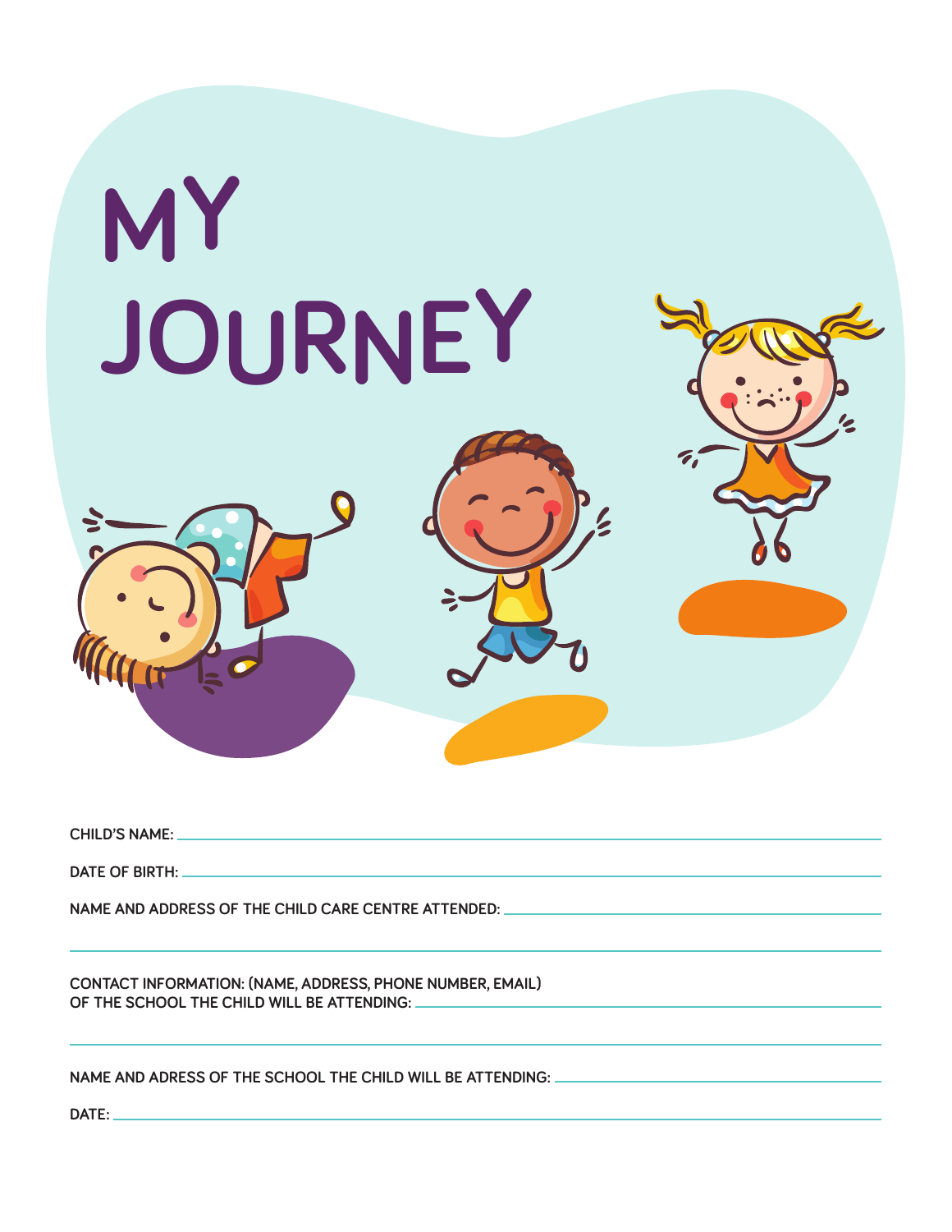# MY JOURNEY

CHILD'S NAME: ______________________________

DATE OF BIRTH: ______________________________

NAME AND ADDRESS OF THE CHILD CARE CENTRE ATTENDED: ______________________________

______________________________

CONTACT INFORMATION: (NAME, ADDRESS, PHONE NUMBER, EMAIL)
OF THE SCHOOL THE CHILD WILL BE ATTENDING: ______________________________

______________________________

NAME AND ADRESS OF THE SCHOOL THE CHILD WILL BE ATTENDING: ______________________________

DATE: ______________________________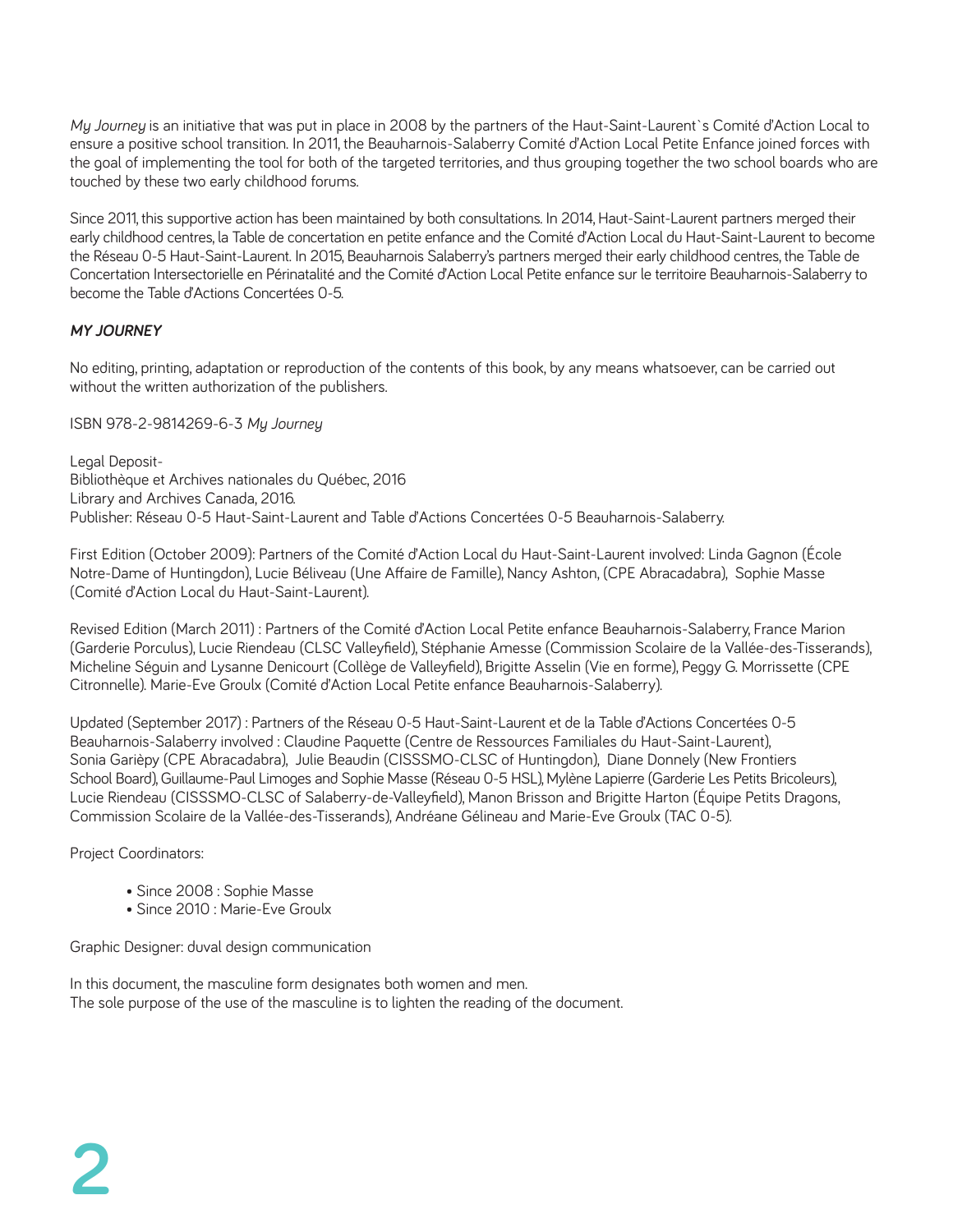*My Journey* is an initiative that was put in place in 2008 by the partners of the Haut-Saint-Laurent`s Comité d'Action Local to ensure a positive school transition. In 2011, the Beauharnois-Salaberry Comité d'Action Local Petite Enfance joined forces with the goal of implementing the tool for both of the targeted territories, and thus grouping together the two school boards who are touched by these two early childhood forums.

Since 2011, this supportive action has been maintained by both consultations. In 2014, Haut-Saint-Laurent partners merged their early childhood centres, la Table de concertation en petite enfance and the Comité d'Action Local du Haut-Saint-Laurent to become the Réseau 0-5 Haut-Saint-Laurent. In 2015, Beauharnois Salaberry's partners merged their early childhood centres, the Table de Concertation Intersectorielle en Périnatalité and the Comité d'Action Local Petite enfance sur le territoire Beauharnois-Salaberry to become the Table d'Actions Concertées 0-5.

***MY JOURNEY***

No editing, printing, adaptation or reproduction of the contents of this book, by any means whatsoever, can be carried out without the written authorization of the publishers.

ISBN 978-2-9814269-6-3 *My Journey*

Legal Deposit-
Bibliothèque et Archives nationales du Québec, 2016
Library and Archives Canada, 2016.
Publisher: Réseau 0-5 Haut-Saint-Laurent and Table d'Actions Concertées 0-5 Beauharnois-Salaberry.

First Edition (October 2009): Partners of the Comité d'Action Local du Haut-Saint-Laurent involved: Linda Gagnon (École Notre-Dame of Huntingdon), Lucie Béliveau (Une Affaire de Famille), Nancy Ashton, (CPE Abracadabra), Sophie Masse (Comité d'Action Local du Haut-Saint-Laurent).

Revised Edition (March 2011) : Partners of the Comité d'Action Local Petite enfance Beauharnois-Salaberry, France Marion (Garderie Porculus), Lucie Riendeau (CLSC Valleyfield), Stéphanie Amesse (Commission Scolaire de la Vallée-des-Tisserands), Micheline Séguin and Lysanne Denicourt (Collège de Valleyfield), Brigitte Asselin (Vie en forme), Peggy G. Morrissette (CPE Citronnelle). Marie-Eve Groulx (Comité d'Action Local Petite enfance Beauharnois-Salaberry).

Updated (September 2017) : Partners of the Réseau 0-5 Haut-Saint-Laurent et de la Table d'Actions Concertées 0-5 Beauharnois-Salaberry involved : Claudine Paquette (Centre de Ressources Familiales du Haut-Saint-Laurent), Sonia Garièpy (CPE Abracadabra), Julie Beaudin (CISSSMO-CLSC of Huntingdon), Diane Donnely (New Frontiers School Board), Guillaume-Paul Limoges and Sophie Masse (Réseau 0-5 HSL), Mylène Lapierre (Garderie Les Petits Bricoleurs), Lucie Riendeau (CISSSMO-CLSC of Salaberry-de-Valleyfield), Manon Brisson and Brigitte Harton (Équipe Petits Dragons, Commission Scolaire de la Vallée-des-Tisserands), Andréane Gélineau and Marie-Eve Groulx (TAC 0-5).

Project Coordinators:

- Since 2008 : Sophie Masse
- Since 2010 : Marie-Eve Groulx

Graphic Designer: duval design communication

In this document, the masculine form designates both women and men.
The sole purpose of the use of the masculine is to lighten the reading of the document.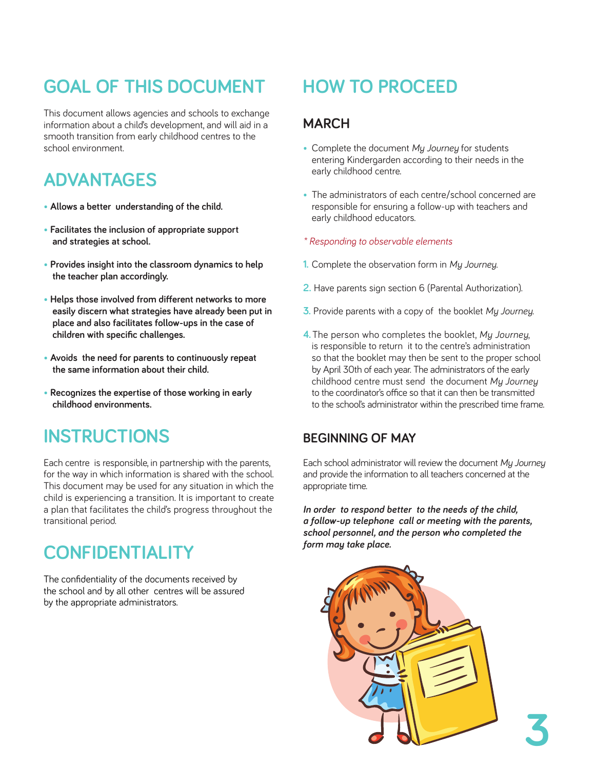# GOAL OF THIS DOCUMENT

This document allows agencies and schools to exchange information about a child's development, and will aid in a smooth transition from early childhood centres to the school environment.

# ADVANTAGES

- **Allows a better understanding of the child.**
- **Facilitates the inclusion of appropriate support and strategies at school.**
- **Provides insight into the classroom dynamics to help the teacher plan accordingly.**
- **Helps those involved from different networks to more easily discern what strategies have already been put in place and also facilitates follow-ups in the case of children with specific challenges.**
- **Avoids the need for parents to continuously repeat the same information about their child.**
- **Recognizes the expertise of those working in early childhood environments.**

# INSTRUCTIONS

Each centre is responsible, in partnership with the parents, for the way in which information is shared with the school. This document may be used for any situation in which the child is experiencing a transition. It is important to create a plan that facilitates the child's progress throughout the transitional period.

# CONFIDENTIALITY

The confidentiality of the documents received by the school and by all other centres will be assured by the appropriate administrators.

# HOW TO PROCEED

## MARCH

- Complete the document *My Journey* for students entering Kindergarden according to their needs in the early childhood centre.
- The administrators of each centre/school concerned are responsible for ensuring a follow-up with teachers and early childhood educators.

*\* Responding to observable elements*

1. Complete the observation form in *My Journey*.
2. Have parents sign section 6 (Parental Authorization).
3. Provide parents with a copy of the booklet *My Journey*.
4. The person who completes the booklet, *My Journey*, is responsible to return it to the centre's administration so that the booklet may then be sent to the proper school by April 30th of each year. The administrators of the early childhood centre must send the document *My Journey* to the coordinator's office so that it can then be transmitted to the school's administrator within the prescribed time frame.

## BEGINNING OF MAY

Each school administrator will review the document *My Journey* and provide the information to all teachers concerned at the appropriate time.

***In order to respond better to the needs of the child, a follow-up telephone call or meeting with the parents, school personnel, and the person who completed the form may take place.***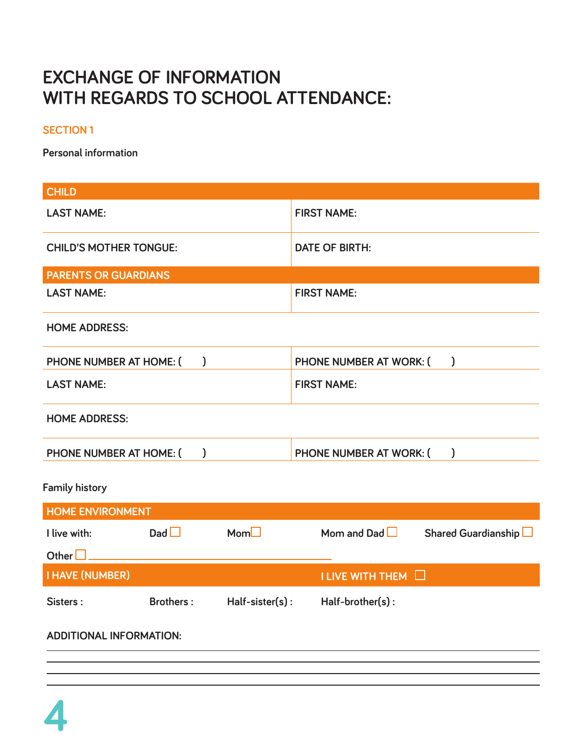# EXCHANGE OF INFORMATION WITH REGARDS TO SCHOOL ATTENDANCE:

## SECTION 1

Personal information

| CHILD | |
|---|---|
| LAST NAME: | FIRST NAME: |
| CHILD'S MOTHER TONGUE: | DATE OF BIRTH: |
| **PARENTS OR GUARDIANS** | |
| LAST NAME: | FIRST NAME: |
| HOME ADDRESS: | |
| PHONE NUMBER AT HOME: ( ) | PHONE NUMBER AT WORK: ( ) |
| LAST NAME: | FIRST NAME: |
| HOME ADDRESS: | |
| PHONE NUMBER AT HOME: ( ) | PHONE NUMBER AT WORK: ( ) |

Family history

| HOME ENVIRONMENT | | | | |
|---|---|---|---|---|
| I live with: | Dad ☐ | Mom ☐ | Mom and Dad ☐ | Shared Guardianship ☐ |
| Other ☐ ________________________________ | | | | |
| **I HAVE (NUMBER)** | | | **I LIVE WITH THEM** ☐ | |
| Sisters : | Brothers : | Half-sister(s) : | Half-brother(s) : | |

ADDITIONAL INFORMATION:

______________________________________________________________

______________________________________________________________

______________________________________________________________

______________________________________________________________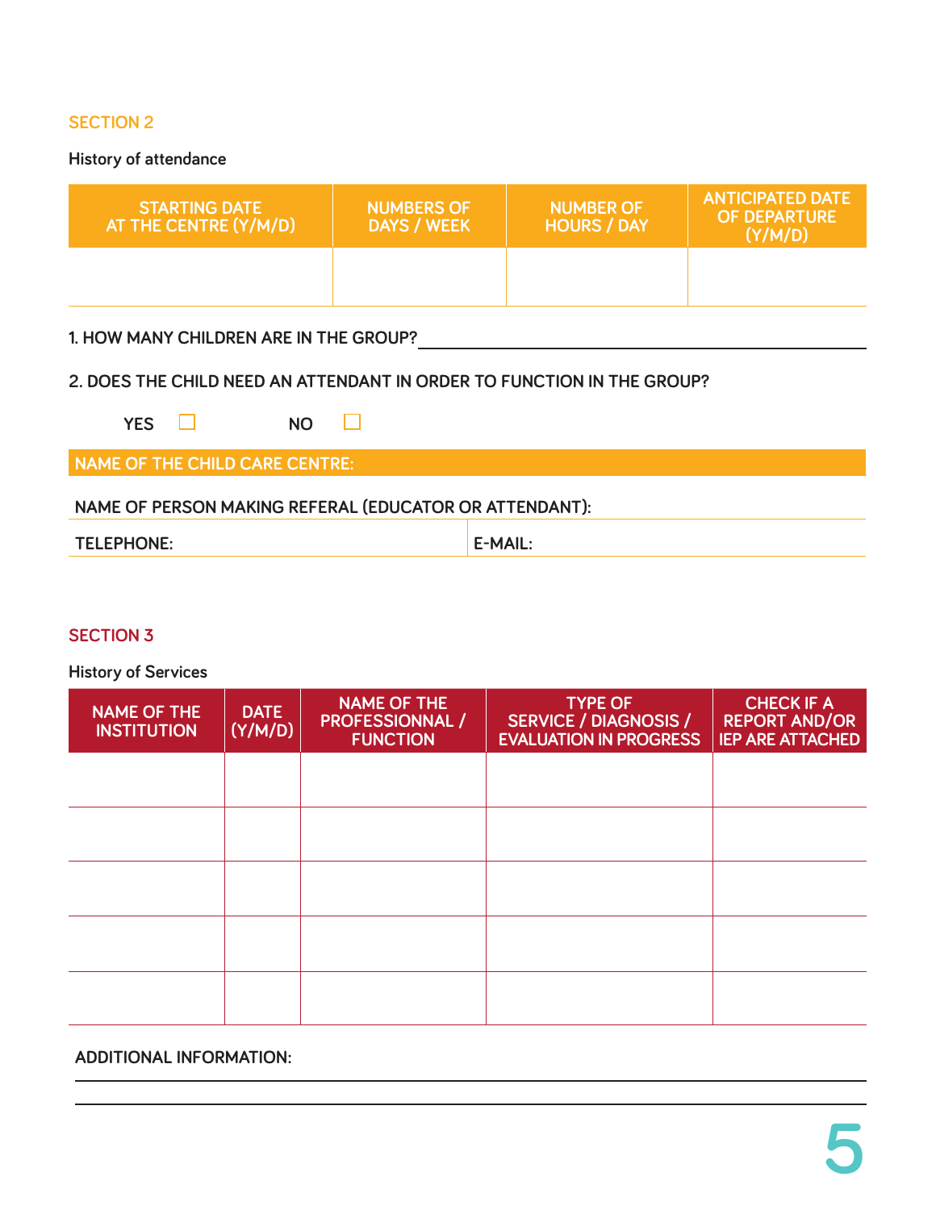## SECTION 2

History of attendance

| STARTING DATE AT THE CENTRE (Y/M/D) | NUMBERS OF DAYS / WEEK | NUMBER OF HOURS / DAY | ANTICIPATED DATE OF DEPARTURE (Y/M/D) |
|---|---|---|---|
| | | | |

1. HOW MANY CHILDREN ARE IN THE GROUP? ______________________

2. DOES THE CHILD NEED AN ATTENDANT IN ORDER TO FUNCTION IN THE GROUP?

YES ☐ NO ☐

**NAME OF THE CHILD CARE CENTRE:**

NAME OF PERSON MAKING REFERAL (EDUCATOR OR ATTENDANT):

TELEPHONE: E-MAIL:

## SECTION 3

History of Services

| NAME OF THE INSTITUTION | DATE (Y/M/D) | NAME OF THE PROFESSIONNAL / FUNCTION | TYPE OF SERVICE / DIAGNOSIS / EVALUATION IN PROGRESS | CHECK IF A REPORT AND/OR IEP ARE ATTACHED |
|---|---|---|---|---|
| | | | | |
| | | | | |
| | | | | |
| | | | | |
| | | | | |

ADDITIONAL INFORMATION:

______________________

______________________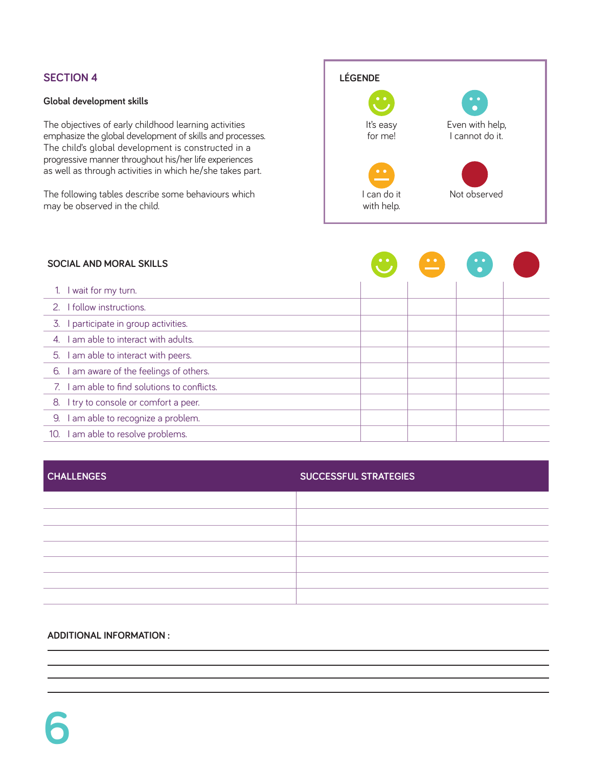## SECTION 4

**Global development skills**

The objectives of early childhood learning activities emphasize the global development of skills and processes. The child's global development is constructed in a progressive manner throughout his/her life experiences as well as through activities in which he/she takes part.

The following tables describe some behaviours which may be observed in the child.

**LÉGENDE**

- It's easy for me!
- Even with help, I cannot do it.
- I can do it with help.
- Not observed

| SOCIAL AND MORAL SKILLS | It's easy for me! | I can do it with help. | Even with help, I cannot do it. | Not observed |
|---|---|---|---|---|
| 1. I wait for my turn. | | | | |
| 2. I follow instructions. | | | | |
| 3. I participate in group activities. | | | | |
| 4. I am able to interact with adults. | | | | |
| 5. I am able to interact with peers. | | | | |
| 6. I am aware of the feelings of others. | | | | |
| 7. I am able to find solutions to conflicts. | | | | |
| 8. I try to console or comfort a peer. | | | | |
| 9. I am able to recognize a problem. | | | | |
| 10. I am able to resolve problems. | | | | |

| CHALLENGES | SUCCESSFUL STRATEGIES |
|---|---|
| | |
| | |
| | |
| | |
| | |
| | |
| | |

**ADDITIONAL INFORMATION :**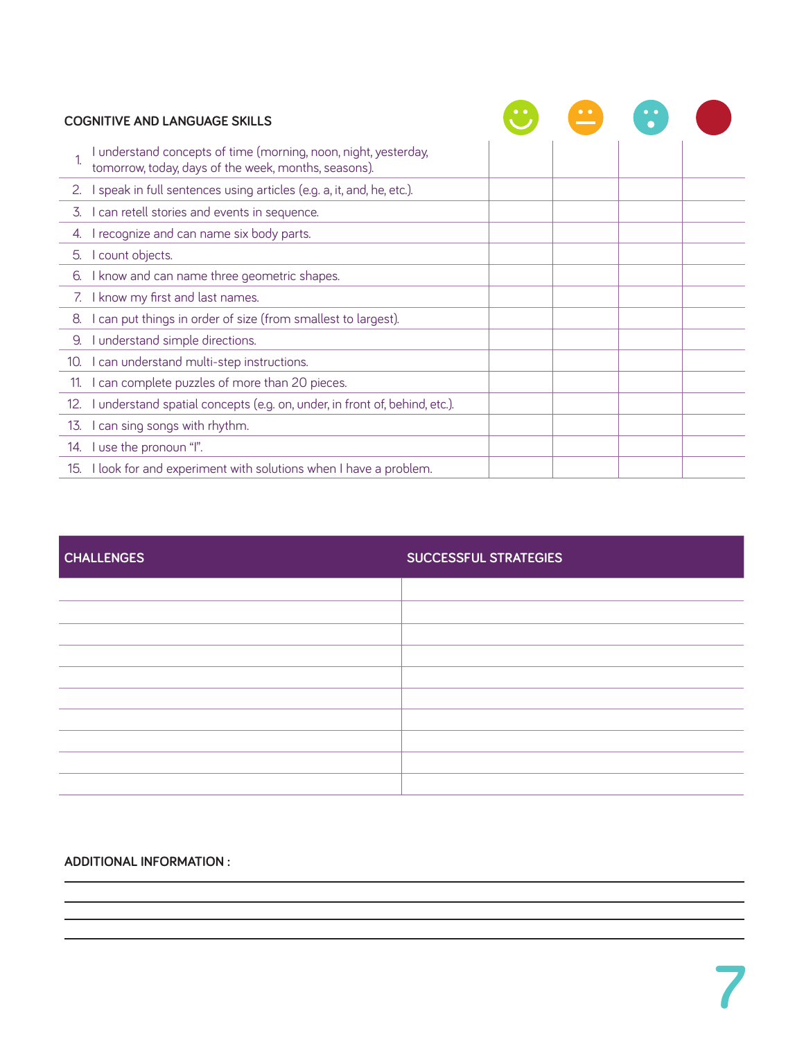| | COGNITIVE AND LANGUAGE SKILLS | 🙂 | 😐 | 😮 | 🔴 |
|---|---|---|---|---|---|
| 1. | I understand concepts of time (morning, noon, night, yesterday, tomorrow, today, days of the week, months, seasons). | | | | |
| 2. | I speak in full sentences using articles (e.g. a, it, and, he, etc.). | | | | |
| 3. | I can retell stories and events in sequence. | | | | |
| 4. | I recognize and can name six body parts. | | | | |
| 5. | I count objects. | | | | |
| 6. | I know and can name three geometric shapes. | | | | |
| 7. | I know my first and last names. | | | | |
| 8. | I can put things in order of size (from smallest to largest). | | | | |
| 9. | I understand simple directions. | | | | |
| 10. | I can understand multi-step instructions. | | | | |
| 11. | I can complete puzzles of more than 20 pieces. | | | | |
| 12. | I understand spatial concepts (e.g. on, under, in front of, behind, etc.). | | | | |
| 13. | I can sing songs with rhythm. | | | | |
| 14. | I use the pronoun "I". | | | | |
| 15. | I look for and experiment with solutions when I have a problem. | | | | |

| CHALLENGES | SUCCESSFUL STRATEGIES |
|---|---|
| | |
| | |
| | |
| | |
| | |
| | |
| | |
| | |
| | |
| | |

**ADDITIONAL INFORMATION :**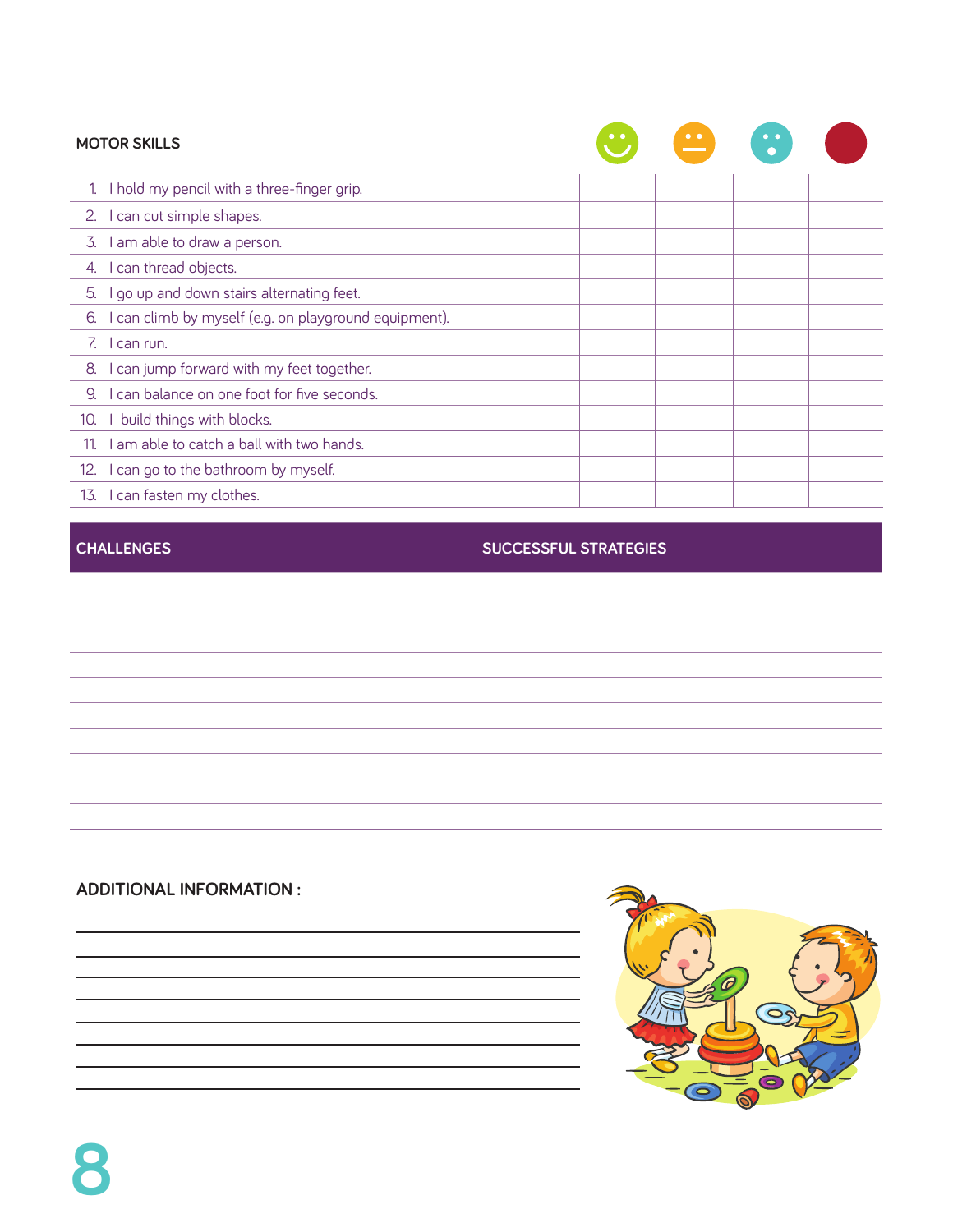| MOTOR SKILLS | 🙂 | 😐 | 😮 | 🔴 |
|---|---|---|---|---|
| 1. I hold my pencil with a three-finger grip. | | | | |
| 2. I can cut simple shapes. | | | | |
| 3. I am able to draw a person. | | | | |
| 4. I can thread objects. | | | | |
| 5. I go up and down stairs alternating feet. | | | | |
| 6. I can climb by myself (e.g. on playground equipment). | | | | |
| 7. I can run. | | | | |
| 8. I can jump forward with my feet together. | | | | |
| 9. I can balance on one foot for five seconds. | | | | |
| 10. I build things with blocks. | | | | |
| 11. I am able to catch a ball with two hands. | | | | |
| 12. I can go to the bathroom by myself. | | | | |
| 13. I can fasten my clothes. | | | | |

| CHALLENGES | SUCCESSFUL STRATEGIES |
|---|---|
| | |
| | |
| | |
| | |
| | |
| | |
| | |
| | |
| | |
| | |

**ADDITIONAL INFORMATION :**

______________________________________________

______________________________________________

______________________________________________

______________________________________________

______________________________________________

______________________________________________

______________________________________________

______________________________________________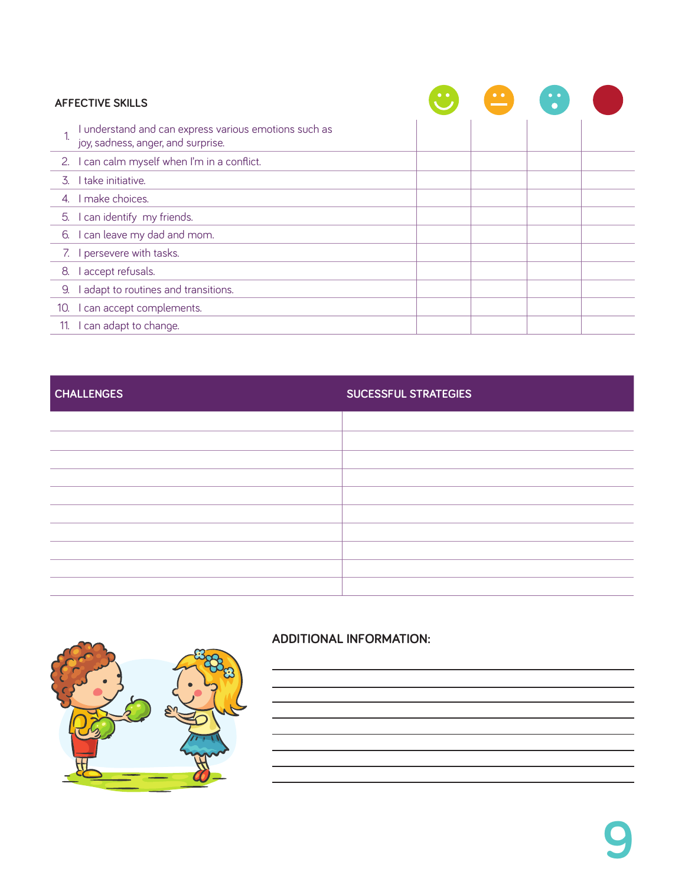| AFFECTIVE SKILLS | | | | | |
|---|---|---|---|---|---|
| 1. | I understand and can express various emotions such as joy, sadness, anger, and surprise. | | | | |
| 2. | I can calm myself when I'm in a conflict. | | | | |
| 3. | I take initiative. | | | | |
| 4. | I make choices. | | | | |
| 5. | I can identify my friends. | | | | |
| 6. | I can leave my dad and mom. | | | | |
| 7. | I persevere with tasks. | | | | |
| 8. | I accept refusals. | | | | |
| 9. | I adapt to routines and transitions. | | | | |
| 10. | I can accept complements. | | | | |
| 11. | I can adapt to change. | | | | |

| CHALLENGES | SUCESSFUL STRATEGIES |
|---|---|
| | |
| | |
| | |
| | |
| | |
| | |
| | |
| | |
| | |
| | |

**ADDITIONAL INFORMATION:**

_______________________________________________

_______________________________________________

_______________________________________________

_______________________________________________

_______________________________________________

_______________________________________________

_______________________________________________

_______________________________________________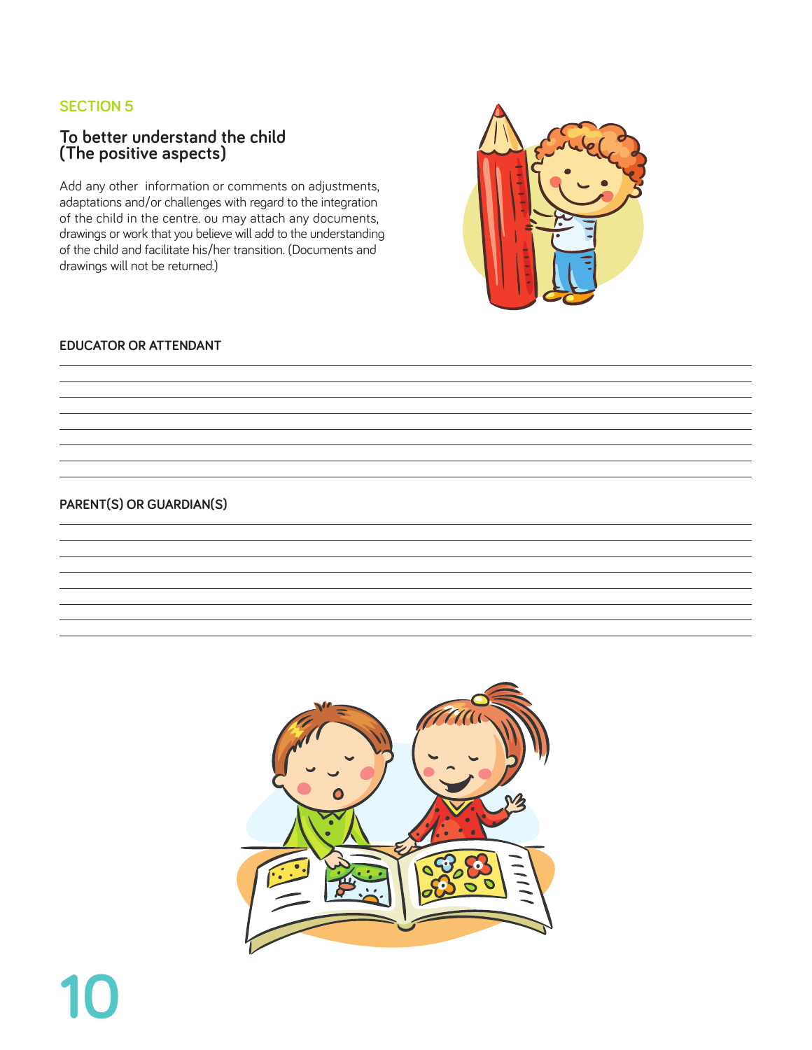SECTION 5

## To better understand the child (The positive aspects)

Add any other information or comments on adjustments, adaptations and/or challenges with regard to the integration of the child in the centre. ou may attach any documents, drawings or work that you believe will add to the understanding of the child and facilitate his/her transition. (Documents and drawings will not be returned.)

**EDUCATOR OR ATTENDANT**

**PARENT(S) OR GUARDIAN(S)**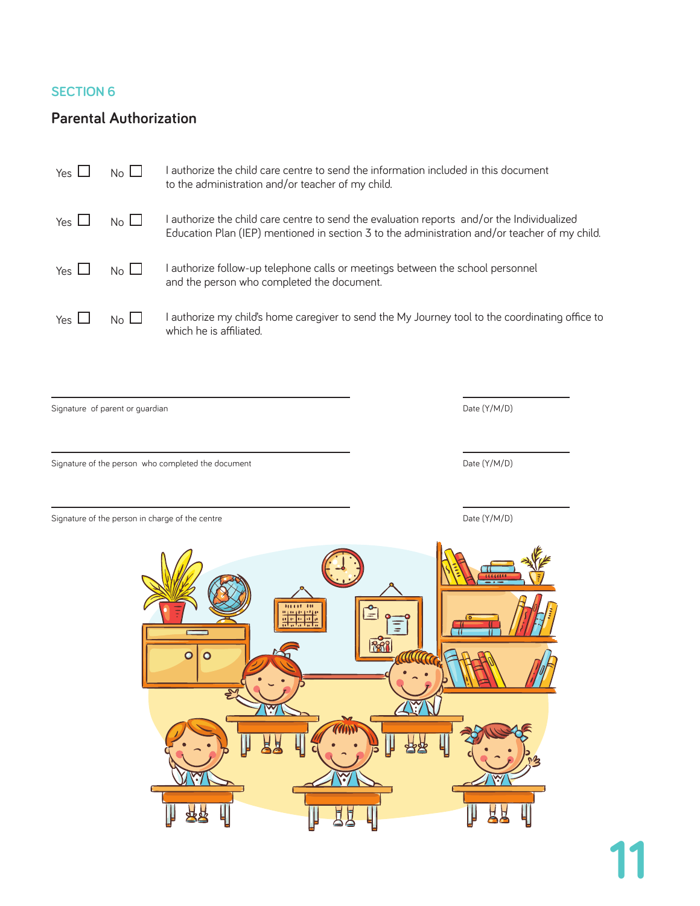SECTION 6

## Parental Authorization

Yes ☐ No ☐ I authorize the child care centre to send the information included in this document to the administration and/or teacher of my child.

Yes ☐ No ☐ I authorize the child care centre to send the evaluation reports and/or the Individualized Education Plan (IEP) mentioned in section 3 to the administration and/or teacher of my child.

Yes ☐ No ☐ I authorize follow-up telephone calls or meetings between the school personnel and the person who completed the document.

Yes ☐ No ☐ I authorize my child's home caregiver to send the My Journey tool to the coordinating office to which he is affiliated.

\_\_\_\_\_\_\_\_\_\_\_\_\_\_\_\_\_\_\_\_\_\_\_\_\_\_\_\_\_\_\_\_\_\_\_\_\_\_\_\_ \_\_\_\_\_\_\_\_\_\_\_\_\_\_\_
Signature of parent or guardian Date (Y/M/D)

\_\_\_\_\_\_\_\_\_\_\_\_\_\_\_\_\_\_\_\_\_\_\_\_\_\_\_\_\_\_\_\_\_\_\_\_\_\_\_\_ \_\_\_\_\_\_\_\_\_\_\_\_\_\_\_
Signature of the person who completed the document Date (Y/M/D)

\_\_\_\_\_\_\_\_\_\_\_\_\_\_\_\_\_\_\_\_\_\_\_\_\_\_\_\_\_\_\_\_\_\_\_\_\_\_\_\_ \_\_\_\_\_\_\_\_\_\_\_\_\_\_\_
Signature of the person in charge of the centre Date (Y/M/D)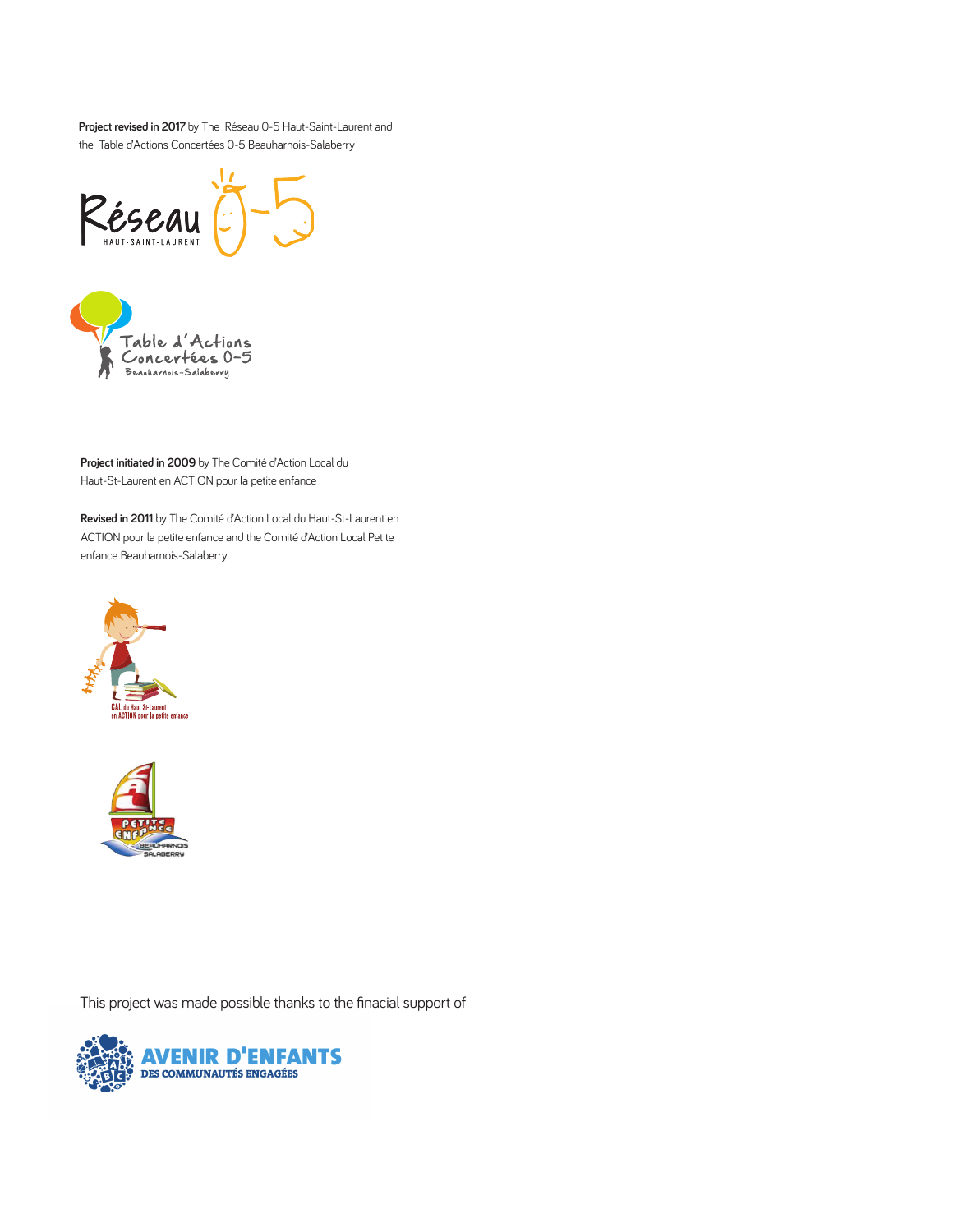**Project revised in 2017** by The Réseau 0-5 Haut-Saint-Laurent and the Table d'Actions Concertées 0-5 Beauharnois-Salaberry

Réseau 0-5
HAUT-SAINT-LAURENT

Table d'Actions Concertées 0-5
Beauharnois-Salaberry

**Project initiated in 2009** by The Comité d'Action Local du Haut-St-Laurent en ACTION pour la petite enfance

**Revised in 2011** by The Comité d'Action Local du Haut-St-Laurent en ACTION pour la petite enfance and the Comité d'Action Local Petite enfance Beauharnois-Salaberry

CAL du Haut St-Laurent
en ACTION pour la petite enfance

PETITE ENFANCE
BEAUHARNOIS
SALABERRY

This project was made possible thanks to the finacial support of

AVENIR D'ENFANTS
DES COMMUNAUTÉS ENGAGÉES